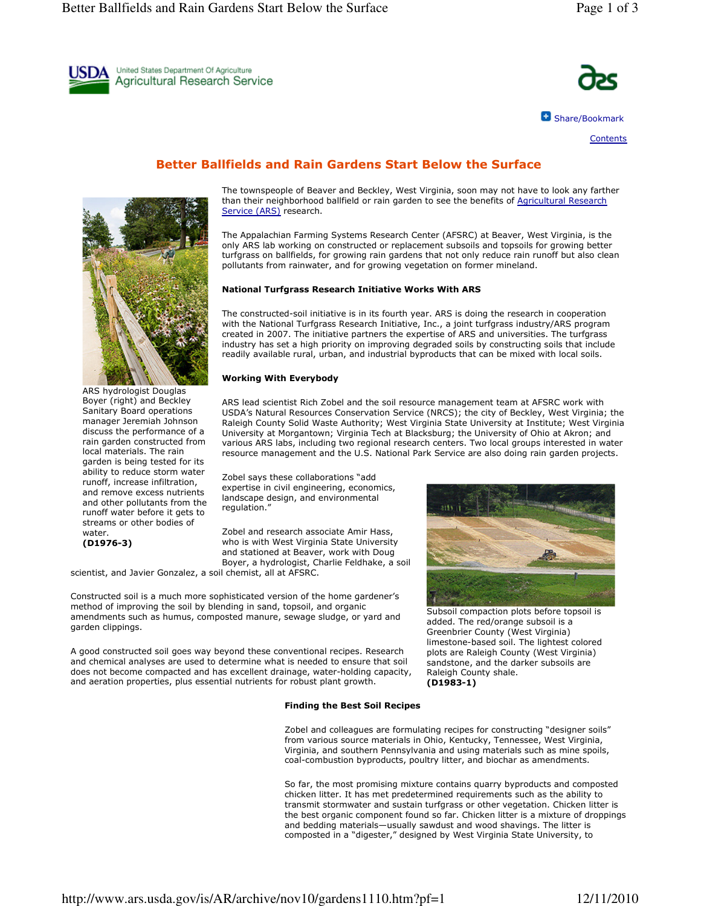USDA United States Department Of Agriculture
Agricultural Research Service

Share/Bookmark

Contents

# Better Ballfields and Rain Gardens Start Below the Surface

The townspeople of Beaver and Beckley, West Virginia, soon may not have to look any farther than their neighborhood ballfield or rain garden to see the benefits of Agricultural Research Service (ARS) research.

The Appalachian Farming Systems Research Center (AFSRC) at Beaver, West Virginia, is the only ARS lab working on constructed or replacement subsoils and topsoils for growing better turfgrass on ballfields, for growing rain gardens that not only reduce rain runoff but also clean pollutants from rainwater, and for growing vegetation on former mineland.

ARS hydrologist Douglas Boyer (right) and Beckley Sanitary Board operations manager Jeremiah Johnson discuss the performance of a rain garden constructed from local materials. The rain garden is being tested for its ability to reduce storm water runoff, increase infiltration, and remove excess nutrients and other pollutants from the runoff water before it gets to streams or other bodies of water. **(D1976-3)**

### National Turfgrass Research Initiative Works With ARS

The constructed-soil initiative is in its fourth year. ARS is doing the research in cooperation with the National Turfgrass Research Initiative, Inc., a joint turfgrass industry/ARS program created in 2007. The initiative partners the expertise of ARS and universities. The turfgrass industry has set a high priority on improving degraded soils by constructing soils that include readily available rural, urban, and industrial byproducts that can be mixed with local soils.

### Working With Everybody

ARS lead scientist Rich Zobel and the soil resource management team at AFSRC work with USDA's Natural Resources Conservation Service (NRCS); the city of Beckley, West Virginia; the Raleigh County Solid Waste Authority; West Virginia State University at Institute; West Virginia University at Morgantown; Virginia Tech at Blacksburg; the University of Ohio at Akron; and various ARS labs, including two regional research centers. Two local groups interested in water resource management and the U.S. National Park Service are also doing rain garden projects.

Zobel says these collaborations "add expertise in civil engineering, economics, landscape design, and environmental regulation."

Zobel and research associate Amir Hass, who is with West Virginia State University and stationed at Beaver, work with Doug Boyer, a hydrologist, Charlie Feldhake, a soil scientist, and Javier Gonzalez, a soil chemist, all at AFSRC.

Subsoil compaction plots before topsoil is added. The red/orange subsoil is a Greenbrier County (West Virginia) limestone-based soil. The lightest colored plots are Raleigh County (West Virginia) sandstone, and the darker subsoils are Raleigh County shale. **(D1983-1)**

Constructed soil is a much more sophisticated version of the home gardener's method of improving the soil by blending in sand, topsoil, and organic amendments such as humus, composted manure, sewage sludge, or yard and garden clippings.

A good constructed soil goes way beyond these conventional recipes. Research and chemical analyses are used to determine what is needed to ensure that soil does not become compacted and has excellent drainage, water-holding capacity, and aeration properties, plus essential nutrients for robust plant growth.

### Finding the Best Soil Recipes

Zobel and colleagues are formulating recipes for constructing "designer soils" from various source materials in Ohio, Kentucky, Tennessee, West Virginia, Virginia, and southern Pennsylvania and using materials such as mine spoils, coal-combustion byproducts, poultry litter, and biochar as amendments.

So far, the most promising mixture contains quarry byproducts and composted chicken litter. It has met predetermined requirements such as the ability to transmit stormwater and sustain turfgrass or other vegetation. Chicken litter is the best organic component found so far. Chicken litter is a mixture of droppings and bedding materials—usually sawdust and wood shavings. The litter is composted in a "digester," designed by West Virginia State University, to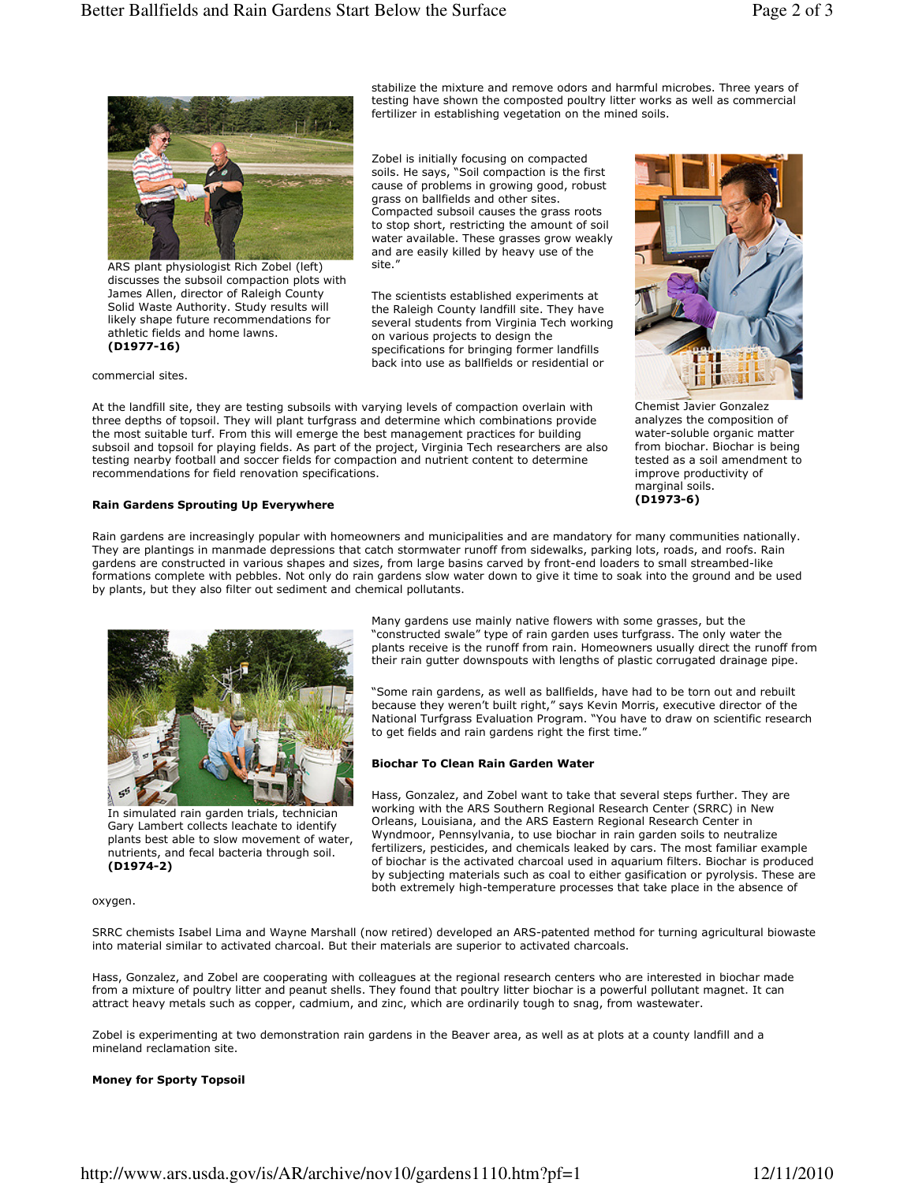stabilize the mixture and remove odors and harmful microbes. Three years of testing have shown the composted poultry litter works as well as commercial fertilizer in establishing vegetation on the mined soils.

ARS plant physiologist Rich Zobel (left) discusses the subsoil compaction plots with James Allen, director of Raleigh County Solid Waste Authority. Study results will likely shape future recommendations for athletic fields and home lawns. **(D1977-16)**

Zobel is initially focusing on compacted soils. He says, "Soil compaction is the first cause of problems in growing good, robust grass on ballfields and other sites. Compacted subsoil causes the grass roots to stop short, restricting the amount of soil water available. These grasses grow weakly and are easily killed by heavy use of the site."

The scientists established experiments at the Raleigh County landfill site. They have several students from Virginia Tech working on various projects to design the specifications for bringing former landfills back into use as ballfields or residential or commercial sites.

Chemist Javier Gonzalez analyzes the composition of water-soluble organic matter from biochar. Biochar is being tested as a soil amendment to improve productivity of marginal soils. **(D1973-6)**

At the landfill site, they are testing subsoils with varying levels of compaction overlain with three depths of topsoil. They will plant turfgrass and determine which combinations provide the most suitable turf. From this will emerge the best management practices for building subsoil and topsoil for playing fields. As part of the project, Virginia Tech researchers are also testing nearby football and soccer fields for compaction and nutrient content to determine recommendations for field renovation specifications.

**Rain Gardens Sprouting Up Everywhere**

Rain gardens are increasingly popular with homeowners and municipalities and are mandatory for many communities nationally. They are plantings in manmade depressions that catch stormwater runoff from sidewalks, parking lots, roads, and roofs. Rain gardens are constructed in various shapes and sizes, from large basins carved by front-end loaders to small streambed-like formations complete with pebbles. Not only do rain gardens slow water down to give it time to soak into the ground and be used by plants, but they also filter out sediment and chemical pollutants.

In simulated rain garden trials, technician Gary Lambert collects leachate to identify plants best able to slow movement of water, nutrients, and fecal bacteria through soil. **(D1974-2)**

Many gardens use mainly native flowers with some grasses, but the "constructed swale" type of rain garden uses turfgrass. The only water the plants receive is the runoff from rain. Homeowners usually direct the runoff from their rain gutter downspouts with lengths of plastic corrugated drainage pipe.

"Some rain gardens, as well as ballfields, have had to be torn out and rebuilt because they weren't built right," says Kevin Morris, executive director of the National Turfgrass Evaluation Program. "You have to draw on scientific research to get fields and rain gardens right the first time."

**Biochar To Clean Rain Garden Water**

Hass, Gonzalez, and Zobel want to take that several steps further. They are working with the ARS Southern Regional Research Center (SRRC) in New Orleans, Louisiana, and the ARS Eastern Regional Research Center in Wyndmoor, Pennsylvania, to use biochar in rain garden soils to neutralize fertilizers, pesticides, and chemicals leaked by cars. The most familiar example of biochar is the activated charcoal used in aquarium filters. Biochar is produced by subjecting materials such as coal to either gasification or pyrolysis. These are both extremely high-temperature processes that take place in the absence of oxygen.

SRRC chemists Isabel Lima and Wayne Marshall (now retired) developed an ARS-patented method for turning agricultural biowaste into material similar to activated charcoal. But their materials are superior to activated charcoals.

Hass, Gonzalez, and Zobel are cooperating with colleagues at the regional research centers who are interested in biochar made from a mixture of poultry litter and peanut shells. They found that poultry litter biochar is a powerful pollutant magnet. It can attract heavy metals such as copper, cadmium, and zinc, which are ordinarily tough to snag, from wastewater.

Zobel is experimenting at two demonstration rain gardens in the Beaver area, as well as at plots at a county landfill and a mineland reclamation site.

**Money for Sporty Topsoil**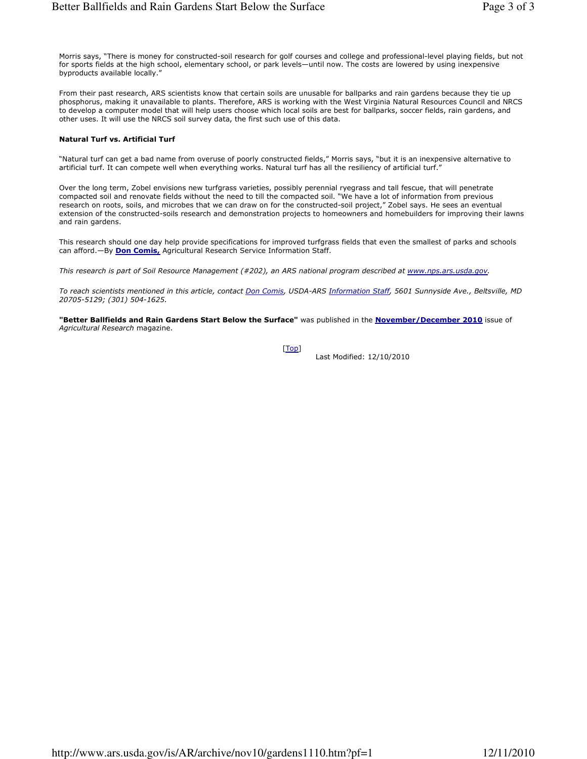Morris says, "There is money for constructed-soil research for golf courses and college and professional-level playing fields, but not for sports fields at the high school, elementary school, or park levels—until now. The costs are lowered by using inexpensive byproducts available locally."

From their past research, ARS scientists know that certain soils are unusable for ballparks and rain gardens because they tie up phosphorus, making it unavailable to plants. Therefore, ARS is working with the West Virginia Natural Resources Council and NRCS to develop a computer model that will help users choose which local soils are best for ballparks, soccer fields, rain gardens, and other uses. It will use the NRCS soil survey data, the first such use of this data.

**Natural Turf vs. Artificial Turf**

"Natural turf can get a bad name from overuse of poorly constructed fields," Morris says, "but it is an inexpensive alternative to artificial turf. It can compete well when everything works. Natural turf has all the resiliency of artificial turf."

Over the long term, Zobel envisions new turfgrass varieties, possibly perennial ryegrass and tall fescue, that will penetrate compacted soil and renovate fields without the need to till the compacted soil. "We have a lot of information from previous research on roots, soils, and microbes that we can draw on for the constructed-soil project," Zobel says. He sees an eventual extension of the constructed-soils research and demonstration projects to homeowners and homebuilders for improving their lawns and rain gardens.

This research should one day help provide specifications for improved turfgrass fields that even the smallest of parks and schools can afford.—By **Don Comis,** Agricultural Research Service Information Staff.

*This research is part of Soil Resource Management (#202), an ARS national program described at www.nps.ars.usda.gov.*

*To reach scientists mentioned in this article, contact Don Comis, USDA-ARS Information Staff, 5601 Sunnyside Ave., Beltsville, MD 20705-5129; (301) 504-1625.*

**"Better Ballfields and Rain Gardens Start Below the Surface"** was published in the **November/December 2010** issue of *Agricultural Research* magazine.

[Top]

Last Modified: 12/10/2010